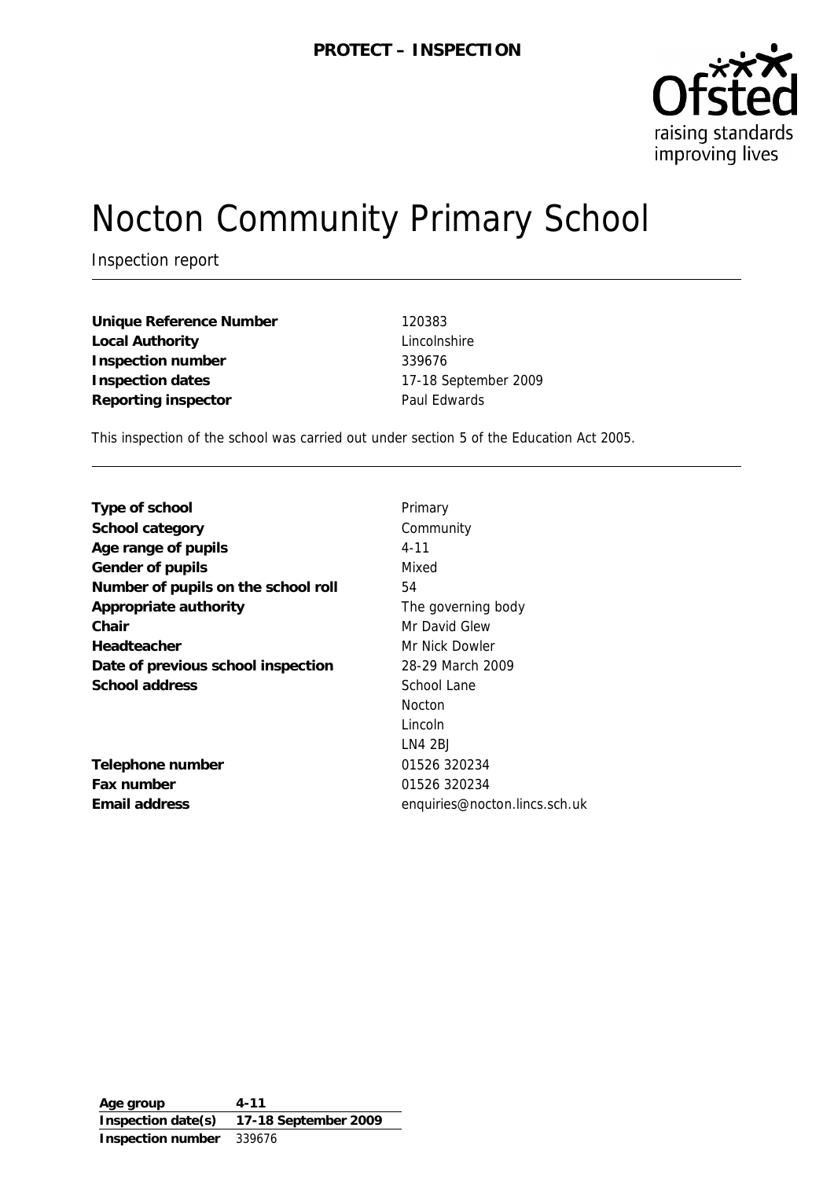**PROTECT – INSPECTION**

Ofsted
raising standards
improving lives

# Nocton Community Primary School

Inspection report

| | |
|---|---|
| **Unique Reference Number** | 120383 |
| **Local Authority** | Lincolnshire |
| **Inspection number** | 339676 |
| **Inspection dates** | 17-18 September 2009 |
| **Reporting inspector** | Paul Edwards |

This inspection of the school was carried out under section 5 of the Education Act 2005.

| | |
|---|---|
| **Type of school** | Primary |
| **School category** | Community |
| **Age range of pupils** | 4-11 |
| **Gender of pupils** | Mixed |
| **Number of pupils on the school roll** | 54 |
| **Appropriate authority** | The governing body |
| **Chair** | Mr David Glew |
| **Headteacher** | Mr Nick Dowler |
| **Date of previous school inspection** | 28-29 March 2009 |
| **School address** | School Lane<br>Nocton<br>Lincoln<br>LN4 2BJ |
| **Telephone number** | 01526 320234 |
| **Fax number** | 01526 320234 |
| **Email address** | enquiries@nocton.lincs.sch.uk |

| | |
|---|---|
| **Age group** | **4-11** |
| **Inspection date(s)** | **17-18 September 2009** |
| **Inspection number** | 339676 |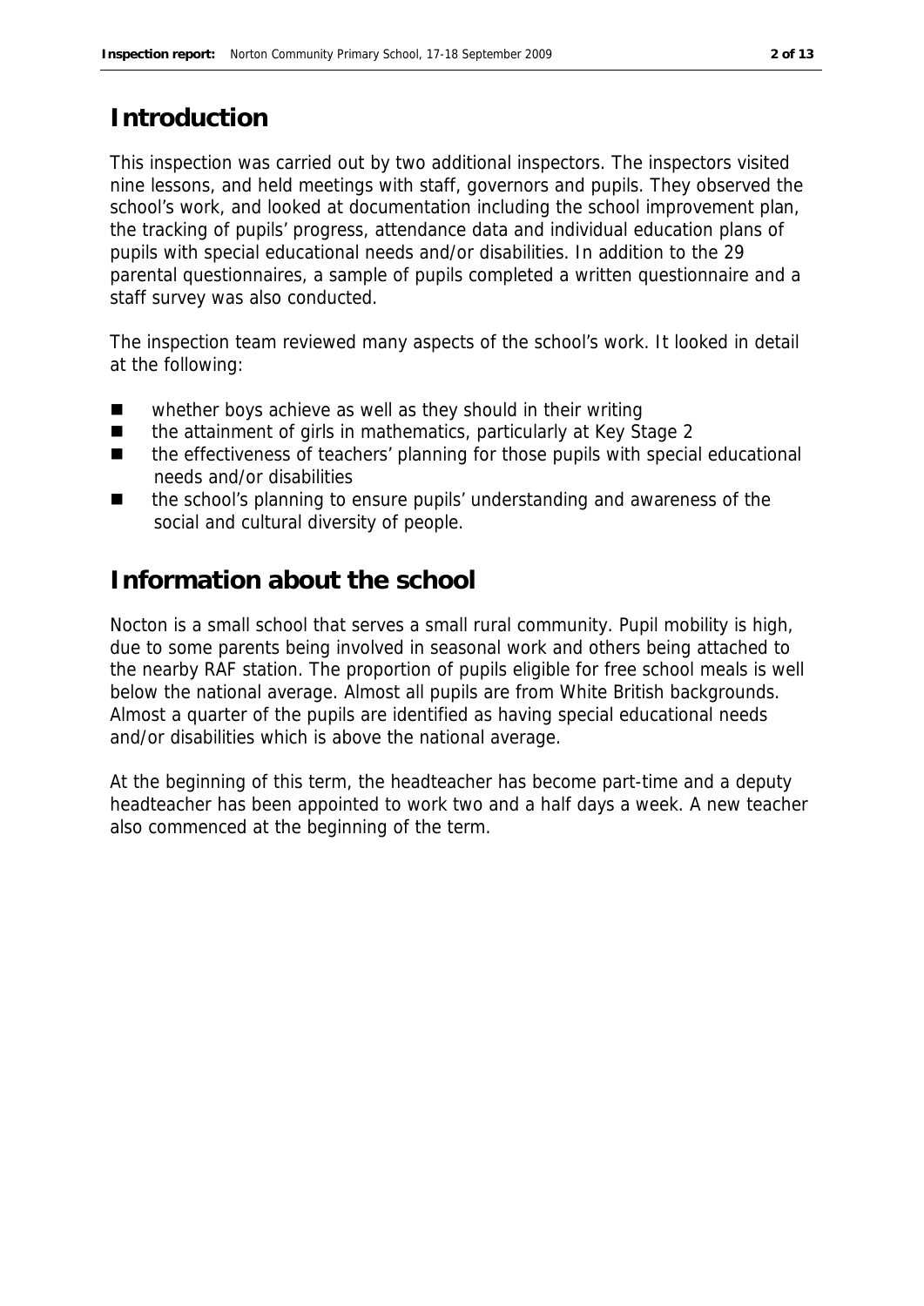## Introduction

This inspection was carried out by two additional inspectors. The inspectors visited nine lessons, and held meetings with staff, governors and pupils. They observed the school's work, and looked at documentation including the school improvement plan, the tracking of pupils' progress, attendance data and individual education plans of pupils with special educational needs and/or disabilities. In addition to the 29 parental questionnaires, a sample of pupils completed a written questionnaire and a staff survey was also conducted.

The inspection team reviewed many aspects of the school's work. It looked in detail at the following:

- whether boys achieve as well as they should in their writing
- the attainment of girls in mathematics, particularly at Key Stage 2
- the effectiveness of teachers' planning for those pupils with special educational needs and/or disabilities
- the school's planning to ensure pupils' understanding and awareness of the social and cultural diversity of people.

## Information about the school

Nocton is a small school that serves a small rural community. Pupil mobility is high, due to some parents being involved in seasonal work and others being attached to the nearby RAF station. The proportion of pupils eligible for free school meals is well below the national average. Almost all pupils are from White British backgrounds. Almost a quarter of the pupils are identified as having special educational needs and/or disabilities which is above the national average.

At the beginning of this term, the headteacher has become part-time and a deputy headteacher has been appointed to work two and a half days a week. A new teacher also commenced at the beginning of the term.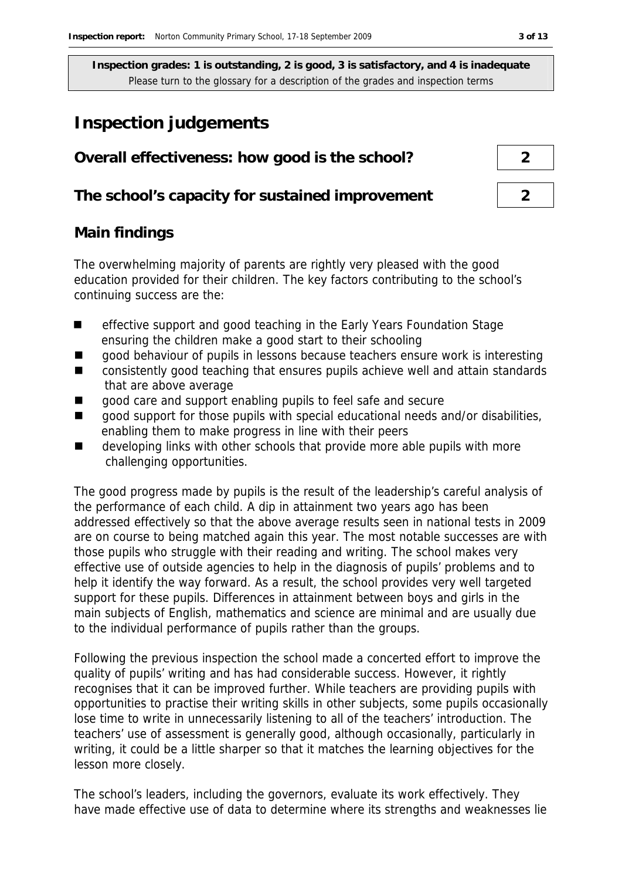**Inspection grades: 1 is outstanding, 2 is good, 3 is satisfactory, and 4 is inadequate**
Please turn to the glossary for a description of the grades and inspection terms

# Inspection judgements

| | |
|---|---|
| **Overall effectiveness: how good is the school?** | 2 |
| **The school's capacity for sustained improvement** | 2 |

## Main findings

The overwhelming majority of parents are rightly very pleased with the good education provided for their children. The key factors contributing to the school's continuing success are the:

- effective support and good teaching in the Early Years Foundation Stage ensuring the children make a good start to their schooling
- good behaviour of pupils in lessons because teachers ensure work is interesting
- consistently good teaching that ensures pupils achieve well and attain standards that are above average
- good care and support enabling pupils to feel safe and secure
- good support for those pupils with special educational needs and/or disabilities, enabling them to make progress in line with their peers
- developing links with other schools that provide more able pupils with more challenging opportunities.

The good progress made by pupils is the result of the leadership's careful analysis of the performance of each child. A dip in attainment two years ago has been addressed effectively so that the above average results seen in national tests in 2009 are on course to being matched again this year. The most notable successes are with those pupils who struggle with their reading and writing. The school makes very effective use of outside agencies to help in the diagnosis of pupils' problems and to help it identify the way forward. As a result, the school provides very well targeted support for these pupils. Differences in attainment between boys and girls in the main subjects of English, mathematics and science are minimal and are usually due to the individual performance of pupils rather than the groups.

Following the previous inspection the school made a concerted effort to improve the quality of pupils' writing and has had considerable success. However, it rightly recognises that it can be improved further. While teachers are providing pupils with opportunities to practise their writing skills in other subjects, some pupils occasionally lose time to write in unnecessarily listening to all of the teachers' introduction. The teachers' use of assessment is generally good, although occasionally, particularly in writing, it could be a little sharper so that it matches the learning objectives for the lesson more closely.

The school's leaders, including the governors, evaluate its work effectively. They have made effective use of data to determine where its strengths and weaknesses lie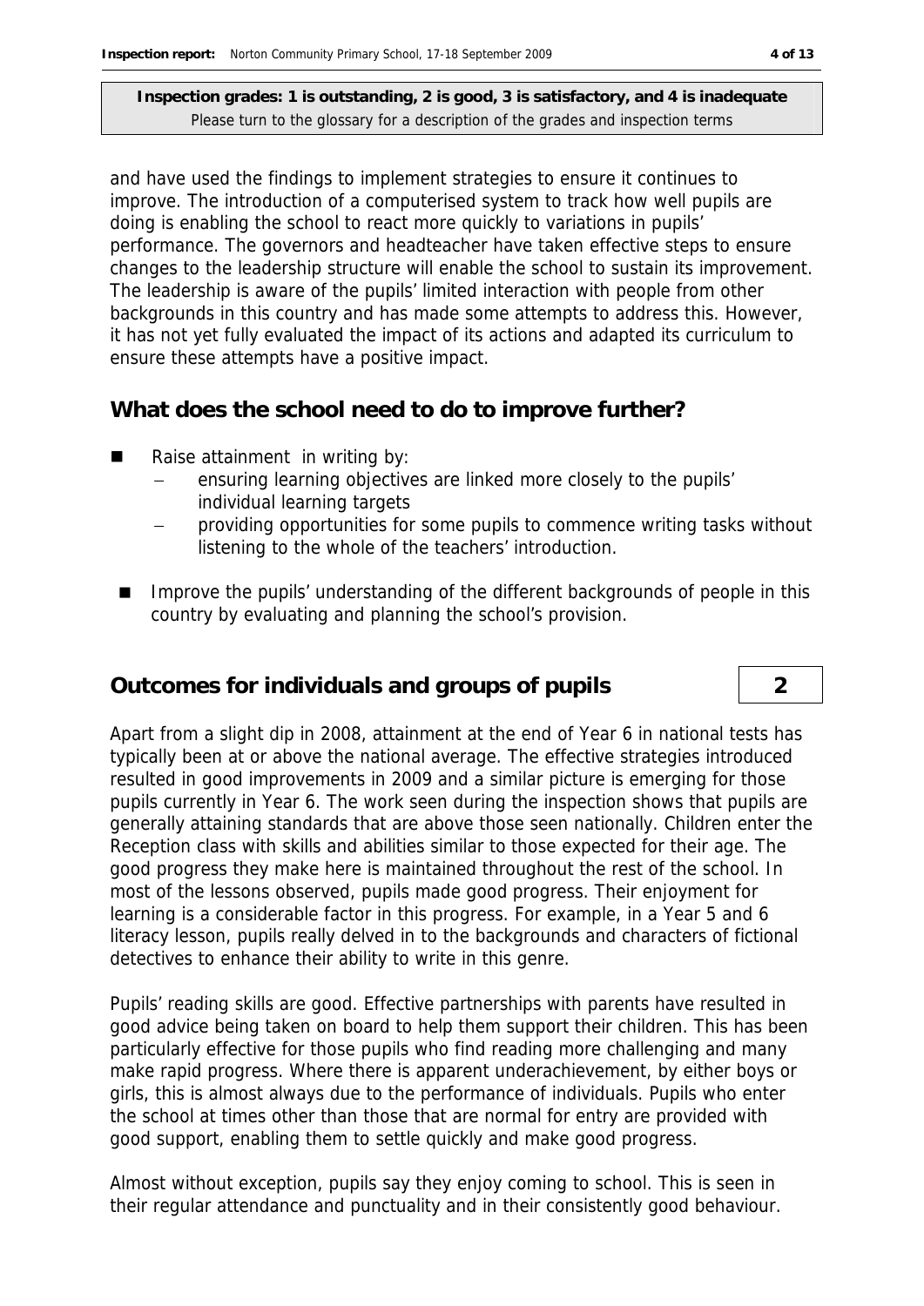**Inspection grades: 1 is outstanding, 2 is good, 3 is satisfactory, and 4 is inadequate**
Please turn to the glossary for a description of the grades and inspection terms

and have used the findings to implement strategies to ensure it continues to improve. The introduction of a computerised system to track how well pupils are doing is enabling the school to react more quickly to variations in pupils' performance. The governors and headteacher have taken effective steps to ensure changes to the leadership structure will enable the school to sustain its improvement. The leadership is aware of the pupils' limited interaction with people from other backgrounds in this country and has made some attempts to address this. However, it has not yet fully evaluated the impact of its actions and adapted its curriculum to ensure these attempts have a positive impact.

## What does the school need to do to improve further?

- Raise attainment in writing by:
  - ensuring learning objectives are linked more closely to the pupils' individual learning targets
  - providing opportunities for some pupils to commence writing tasks without listening to the whole of the teachers' introduction.
- Improve the pupils' understanding of the different backgrounds of people in this country by evaluating and planning the school's provision.

## Outcomes for individuals and groups of pupils — 2

Apart from a slight dip in 2008, attainment at the end of Year 6 in national tests has typically been at or above the national average. The effective strategies introduced resulted in good improvements in 2009 and a similar picture is emerging for those pupils currently in Year 6. The work seen during the inspection shows that pupils are generally attaining standards that are above those seen nationally. Children enter the Reception class with skills and abilities similar to those expected for their age. The good progress they make here is maintained throughout the rest of the school. In most of the lessons observed, pupils made good progress. Their enjoyment for learning is a considerable factor in this progress. For example, in a Year 5 and 6 literacy lesson, pupils really delved in to the backgrounds and characters of fictional detectives to enhance their ability to write in this genre.

Pupils' reading skills are good. Effective partnerships with parents have resulted in good advice being taken on board to help them support their children. This has been particularly effective for those pupils who find reading more challenging and many make rapid progress. Where there is apparent underachievement, by either boys or girls, this is almost always due to the performance of individuals. Pupils who enter the school at times other than those that are normal for entry are provided with good support, enabling them to settle quickly and make good progress.

Almost without exception, pupils say they enjoy coming to school. This is seen in their regular attendance and punctuality and in their consistently good behaviour.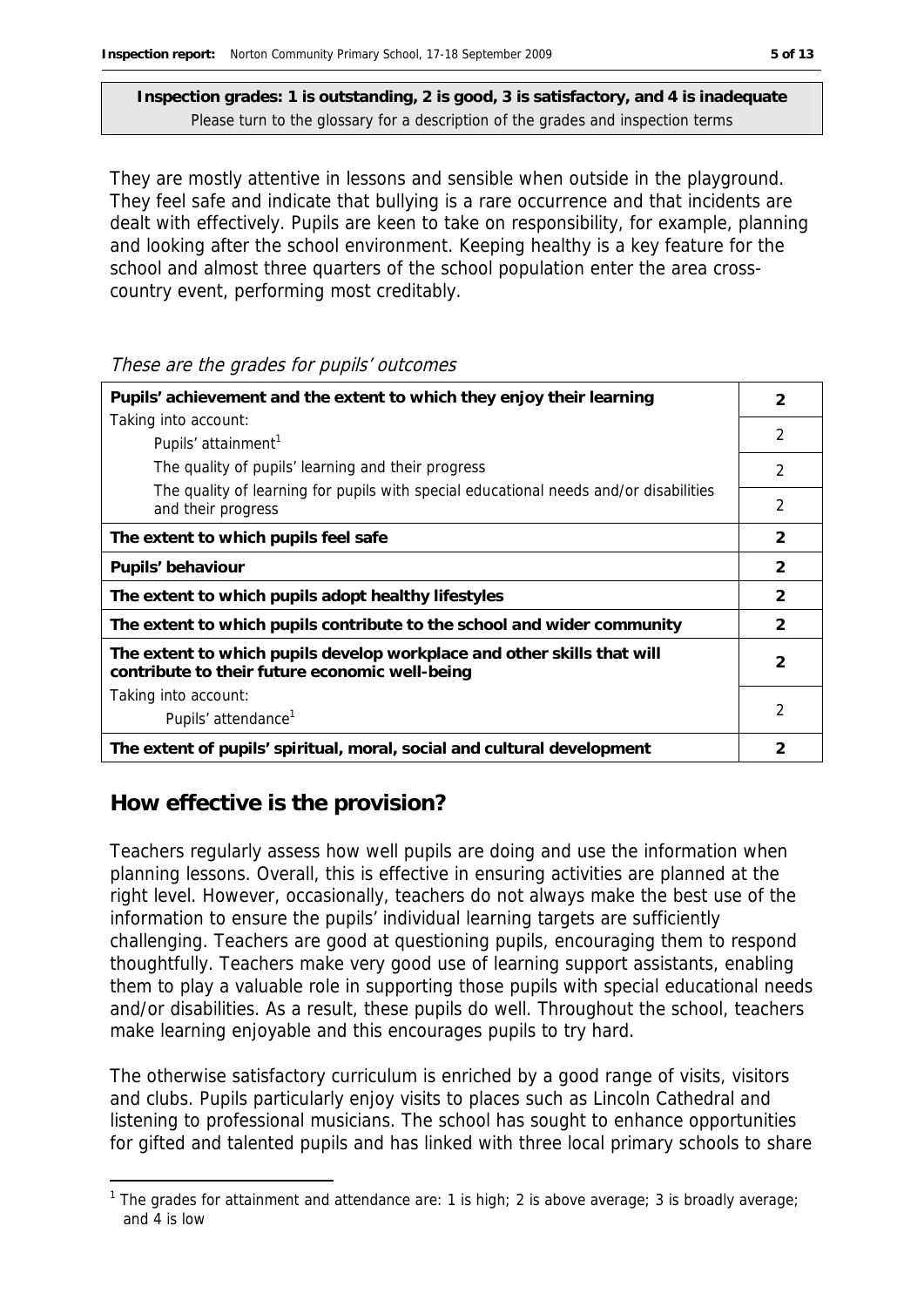**Inspection grades: 1 is outstanding, 2 is good, 3 is satisfactory, and 4 is inadequate**
Please turn to the glossary for a description of the grades and inspection terms

They are mostly attentive in lessons and sensible when outside in the playground. They feel safe and indicate that bullying is a rare occurrence and that incidents are dealt with effectively. Pupils are keen to take on responsibility, for example, planning and looking after the school environment. Keeping healthy is a key feature for the school and almost three quarters of the school population enter the area cross-country event, performing most creditably.

*These are the grades for pupils' outcomes*

| | |
|---|---|
| **Pupils' achievement and the extent to which they enjoy their learning** | **2** |
| Taking into account: Pupils' attainment[1] | 2 |
| The quality of pupils' learning and their progress | 2 |
| The quality of learning for pupils with special educational needs and/or disabilities and their progress | 2 |
| **The extent to which pupils feel safe** | **2** |
| **Pupils' behaviour** | **2** |
| **The extent to which pupils adopt healthy lifestyles** | **2** |
| **The extent to which pupils contribute to the school and wider community** | **2** |
| **The extent to which pupils develop workplace and other skills that will contribute to their future economic well-being** | **2** |
| Taking into account: Pupils' attendance[1] | 2 |
| **The extent of pupils' spiritual, moral, social and cultural development** | **2** |

## How effective is the provision?

Teachers regularly assess how well pupils are doing and use the information when planning lessons. Overall, this is effective in ensuring activities are planned at the right level. However, occasionally, teachers do not always make the best use of the information to ensure the pupils' individual learning targets are sufficiently challenging. Teachers are good at questioning pupils, encouraging them to respond thoughtfully. Teachers make very good use of learning support assistants, enabling them to play a valuable role in supporting those pupils with special educational needs and/or disabilities. As a result, these pupils do well. Throughout the school, teachers make learning enjoyable and this encourages pupils to try hard.

The otherwise satisfactory curriculum is enriched by a good range of visits, visitors and clubs. Pupils particularly enjoy visits to places such as Lincoln Cathedral and listening to professional musicians. The school has sought to enhance opportunities for gifted and talented pupils and has linked with three local primary schools to share

[1] The grades for attainment and attendance are: 1 is high; 2 is above average; 3 is broadly average; and 4 is low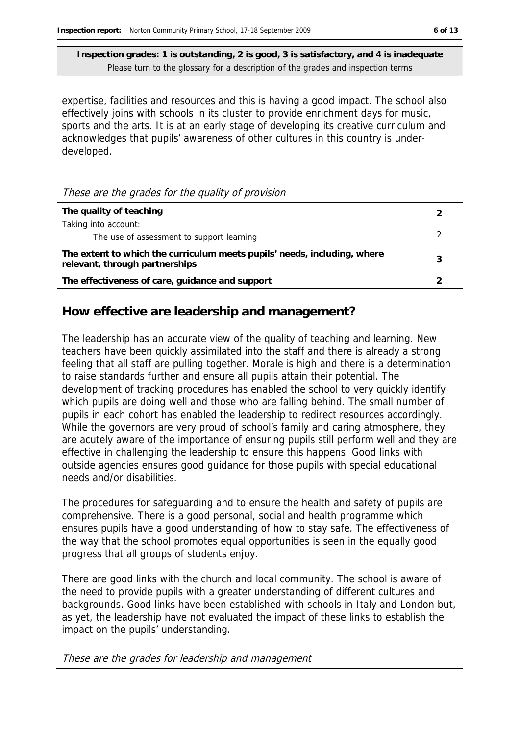**Inspection grades: 1 is outstanding, 2 is good, 3 is satisfactory, and 4 is inadequate**
Please turn to the glossary for a description of the grades and inspection terms

expertise, facilities and resources and this is having a good impact. The school also effectively joins with schools in its cluster to provide enrichment days for music, sports and the arts. It is at an early stage of developing its creative curriculum and acknowledges that pupils' awareness of other cultures in this country is under-developed.

*These are the grades for the quality of provision*

| | |
|---|---|
| **The quality of teaching** | **2** |
| Taking into account: The use of assessment to support learning | 2 |
| **The extent to which the curriculum meets pupils' needs, including, where relevant, through partnerships** | **3** |
| **The effectiveness of care, guidance and support** | **2** |

## How effective are leadership and management?

The leadership has an accurate view of the quality of teaching and learning. New teachers have been quickly assimilated into the staff and there is already a strong feeling that all staff are pulling together. Morale is high and there is a determination to raise standards further and ensure all pupils attain their potential. The development of tracking procedures has enabled the school to very quickly identify which pupils are doing well and those who are falling behind. The small number of pupils in each cohort has enabled the leadership to redirect resources accordingly. While the governors are very proud of school's family and caring atmosphere, they are acutely aware of the importance of ensuring pupils still perform well and they are effective in challenging the leadership to ensure this happens. Good links with outside agencies ensures good guidance for those pupils with special educational needs and/or disabilities.

The procedures for safeguarding and to ensure the health and safety of pupils are comprehensive. There is a good personal, social and health programme which ensures pupils have a good understanding of how to stay safe. The effectiveness of the way that the school promotes equal opportunities is seen in the equally good progress that all groups of students enjoy.

There are good links with the church and local community. The school is aware of the need to provide pupils with a greater understanding of different cultures and backgrounds. Good links have been established with schools in Italy and London but, as yet, the leadership have not evaluated the impact of these links to establish the impact on the pupils' understanding.

*These are the grades for leadership and management*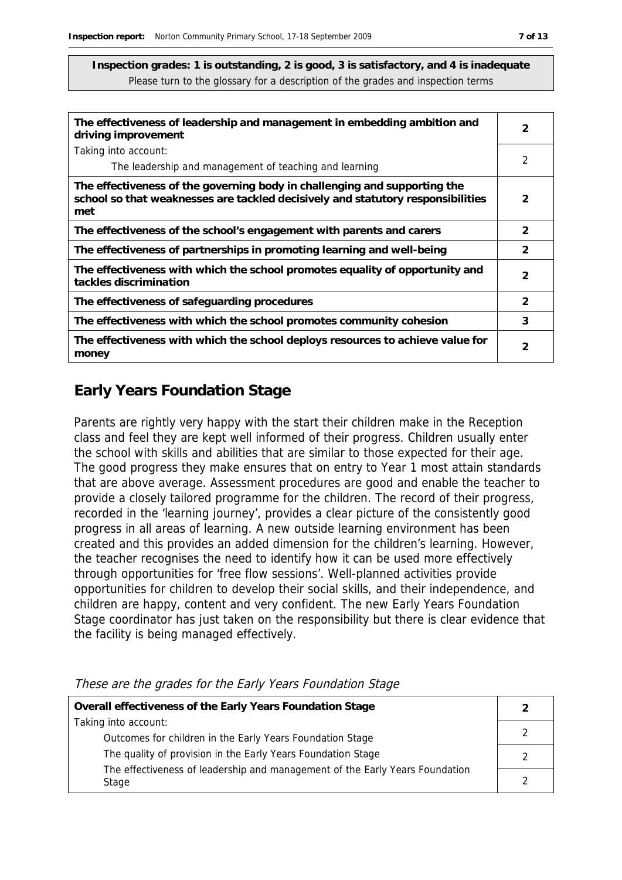**Inspection grades: 1 is outstanding, 2 is good, 3 is satisfactory, and 4 is inadequate**
Please turn to the glossary for a description of the grades and inspection terms

| | |
|---|---|
| **The effectiveness of leadership and management in embedding ambition and driving improvement** | **2** |
| Taking into account: The leadership and management of teaching and learning | 2 |
| **The effectiveness of the governing body in challenging and supporting the school so that weaknesses are tackled decisively and statutory responsibilities met** | **2** |
| **The effectiveness of the school's engagement with parents and carers** | **2** |
| **The effectiveness of partnerships in promoting learning and well-being** | **2** |
| **The effectiveness with which the school promotes equality of opportunity and tackles discrimination** | **2** |
| **The effectiveness of safeguarding procedures** | **2** |
| **The effectiveness with which the school promotes community cohesion** | **3** |
| **The effectiveness with which the school deploys resources to achieve value for money** | **2** |

## Early Years Foundation Stage

Parents are rightly very happy with the start their children make in the Reception class and feel they are kept well informed of their progress. Children usually enter the school with skills and abilities that are similar to those expected for their age. The good progress they make ensures that on entry to Year 1 most attain standards that are above average. Assessment procedures are good and enable the teacher to provide a closely tailored programme for the children. The record of their progress, recorded in the 'learning journey', provides a clear picture of the consistently good progress in all areas of learning. A new outside learning environment has been created and this provides an added dimension for the children's learning. However, the teacher recognises the need to identify how it can be used more effectively through opportunities for 'free flow sessions'. Well-planned activities provide opportunities for children to develop their social skills, and their independence, and children are happy, content and very confident. The new Early Years Foundation Stage coordinator has just taken on the responsibility but there is clear evidence that the facility is being managed effectively.

*These are the grades for the Early Years Foundation Stage*

| | |
|---|---|
| **Overall effectiveness of the Early Years Foundation Stage** | **2** |
| Taking into account: Outcomes for children in the Early Years Foundation Stage | 2 |
| The quality of provision in the Early Years Foundation Stage | 2 |
| The effectiveness of leadership and management of the Early Years Foundation Stage | 2 |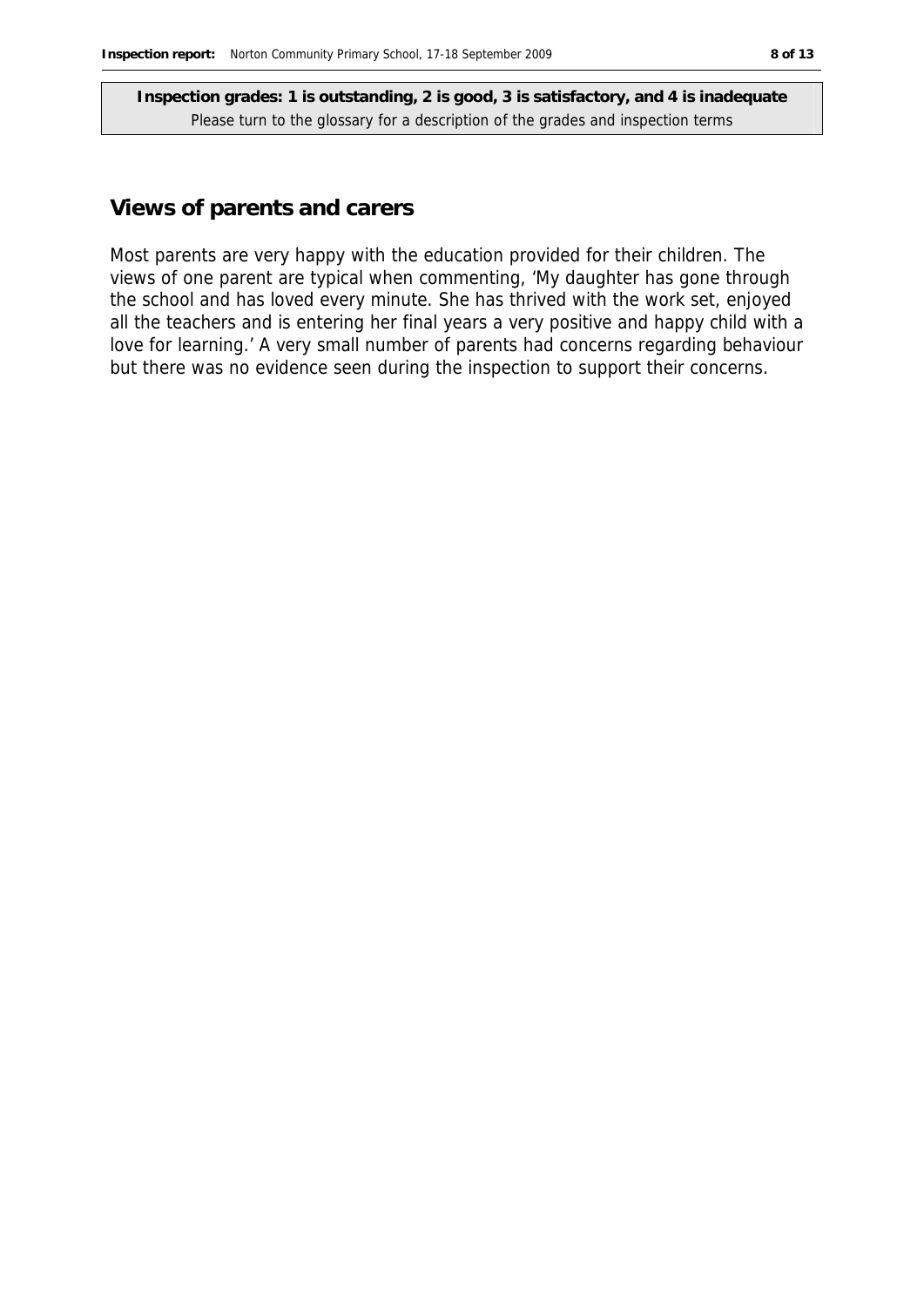**Inspection grades: 1 is outstanding, 2 is good, 3 is satisfactory, and 4 is inadequate**
Please turn to the glossary for a description of the grades and inspection terms

## Views of parents and carers

Most parents are very happy with the education provided for their children. The views of one parent are typical when commenting, 'My daughter has gone through the school and has loved every minute. She has thrived with the work set, enjoyed all the teachers and is entering her final years a very positive and happy child with a love for learning.' A very small number of parents had concerns regarding behaviour but there was no evidence seen during the inspection to support their concerns.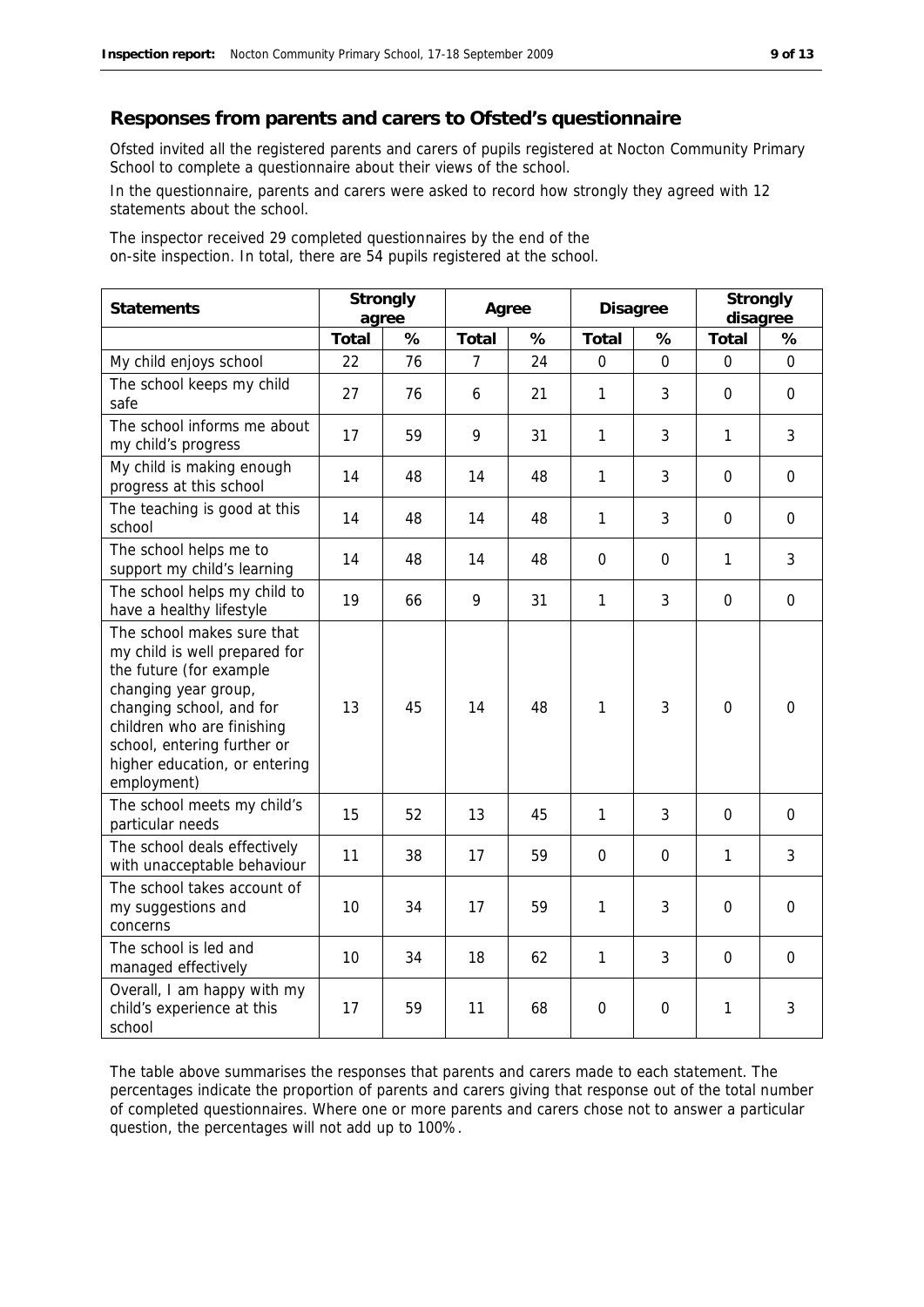## Responses from parents and carers to Ofsted's questionnaire

Ofsted invited all the registered parents and carers of pupils registered at Nocton Community Primary School to complete a questionnaire about their views of the school.

In the questionnaire, parents and carers were asked to record how strongly they agreed with 12 statements about the school.

The inspector received 29 completed questionnaires by the end of the on-site inspection. In total, there are 54 pupils registered at the school.

| Statements | Strongly agree | | Agree | | Disagree | | Strongly disagree | |
|---|---|---|---|---|---|---|---|---|
| | Total | % | Total | % | Total | % | Total | % |
| My child enjoys school | 22 | 76 | 7 | 24 | 0 | 0 | 0 | 0 |
| The school keeps my child safe | 27 | 76 | 6 | 21 | 1 | 3 | 0 | 0 |
| The school informs me about my child's progress | 17 | 59 | 9 | 31 | 1 | 3 | 1 | 3 |
| My child is making enough progress at this school | 14 | 48 | 14 | 48 | 1 | 3 | 0 | 0 |
| The teaching is good at this school | 14 | 48 | 14 | 48 | 1 | 3 | 0 | 0 |
| The school helps me to support my child's learning | 14 | 48 | 14 | 48 | 0 | 0 | 1 | 3 |
| The school helps my child to have a healthy lifestyle | 19 | 66 | 9 | 31 | 1 | 3 | 0 | 0 |
| The school makes sure that my child is well prepared for the future (for example changing year group, changing school, and for children who are finishing school, entering further or higher education, or entering employment) | 13 | 45 | 14 | 48 | 1 | 3 | 0 | 0 |
| The school meets my child's particular needs | 15 | 52 | 13 | 45 | 1 | 3 | 0 | 0 |
| The school deals effectively with unacceptable behaviour | 11 | 38 | 17 | 59 | 0 | 0 | 1 | 3 |
| The school takes account of my suggestions and concerns | 10 | 34 | 17 | 59 | 1 | 3 | 0 | 0 |
| The school is led and managed effectively | 10 | 34 | 18 | 62 | 1 | 3 | 0 | 0 |
| Overall, I am happy with my child's experience at this school | 17 | 59 | 11 | 68 | 0 | 0 | 1 | 3 |

The table above summarises the responses that parents and carers made to each statement. The percentages indicate the proportion of parents and carers giving that response out of the total number of completed questionnaires. Where one or more parents and carers chose not to answer a particular question, the percentages will not add up to 100%.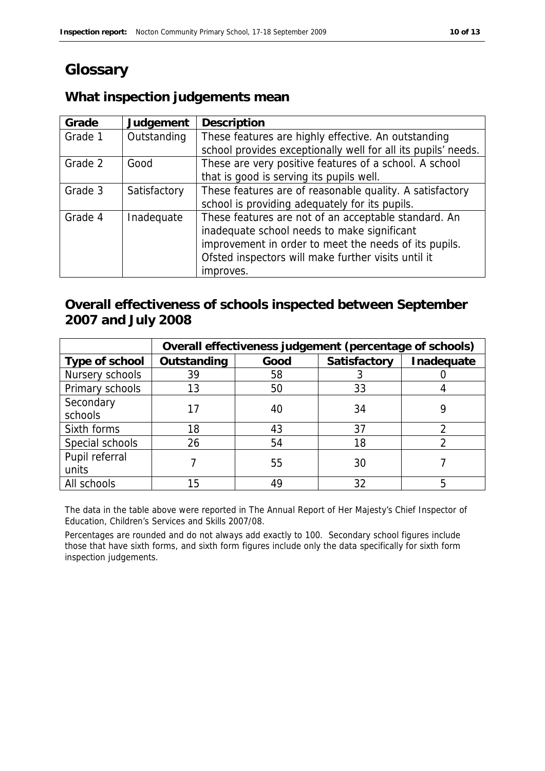# Glossary

## What inspection judgements mean

| Grade | Judgement | Description |
|---|---|---|
| Grade 1 | Outstanding | These features are highly effective. An outstanding school provides exceptionally well for all its pupils' needs. |
| Grade 2 | Good | These are very positive features of a school. A school that is good is serving its pupils well. |
| Grade 3 | Satisfactory | These features are of reasonable quality. A satisfactory school is providing adequately for its pupils. |
| Grade 4 | Inadequate | These features are not of an acceptable standard. An inadequate school needs to make significant improvement in order to meet the needs of its pupils. Ofsted inspectors will make further visits until it improves. |

## Overall effectiveness of schools inspected between September 2007 and July 2008

| | Overall effectiveness judgement (percentage of schools) | | | |
|---|---|---|---|---|
| Type of school | Outstanding | Good | Satisfactory | Inadequate |
| Nursery schools | 39 | 58 | 3 | 0 |
| Primary schools | 13 | 50 | 33 | 4 |
| Secondary schools | 17 | 40 | 34 | 9 |
| Sixth forms | 18 | 43 | 37 | 2 |
| Special schools | 26 | 54 | 18 | 2 |
| Pupil referral units | 7 | 55 | 30 | 7 |
| All schools | 15 | 49 | 32 | 5 |

The data in the table above were reported in The Annual Report of Her Majesty's Chief Inspector of Education, Children's Services and Skills 2007/08.

Percentages are rounded and do not always add exactly to 100. Secondary school figures include those that have sixth forms, and sixth form figures include only the data specifically for sixth form inspection judgements.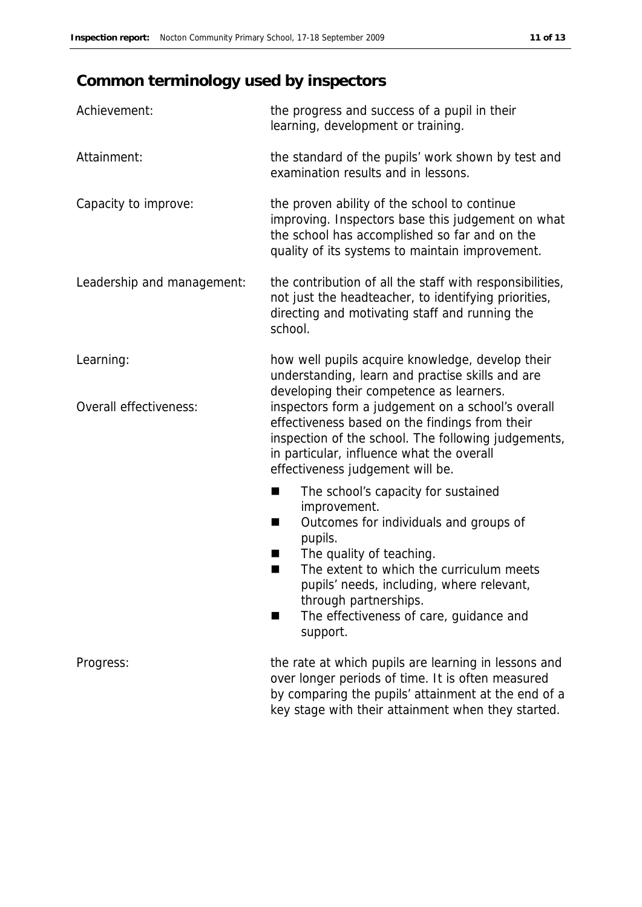## Common terminology used by inspectors

| | |
|---|---|
| Achievement: | the progress and success of a pupil in their learning, development or training. |
| Attainment: | the standard of the pupils' work shown by test and examination results and in lessons. |
| Capacity to improve: | the proven ability of the school to continue improving. Inspectors base this judgement on what the school has accomplished so far and on the quality of its systems to maintain improvement. |
| Leadership and management: | the contribution of all the staff with responsibilities, not just the headteacher, to identifying priorities, directing and motivating staff and running the school. |
| Learning: | how well pupils acquire knowledge, develop their understanding, learn and practise skills and are developing their competence as learners. |
| Overall effectiveness: | inspectors form a judgement on a school's overall effectiveness based on the findings from their inspection of the school. The following judgements, in particular, influence what the overall effectiveness judgement will be.<br>■ The school's capacity for sustained improvement.<br>■ Outcomes for individuals and groups of pupils.<br>■ The quality of teaching.<br>■ The extent to which the curriculum meets pupils' needs, including, where relevant, through partnerships.<br>■ The effectiveness of care, guidance and support. |
| Progress: | the rate at which pupils are learning in lessons and over longer periods of time. It is often measured by comparing the pupils' attainment at the end of a key stage with their attainment when they started. |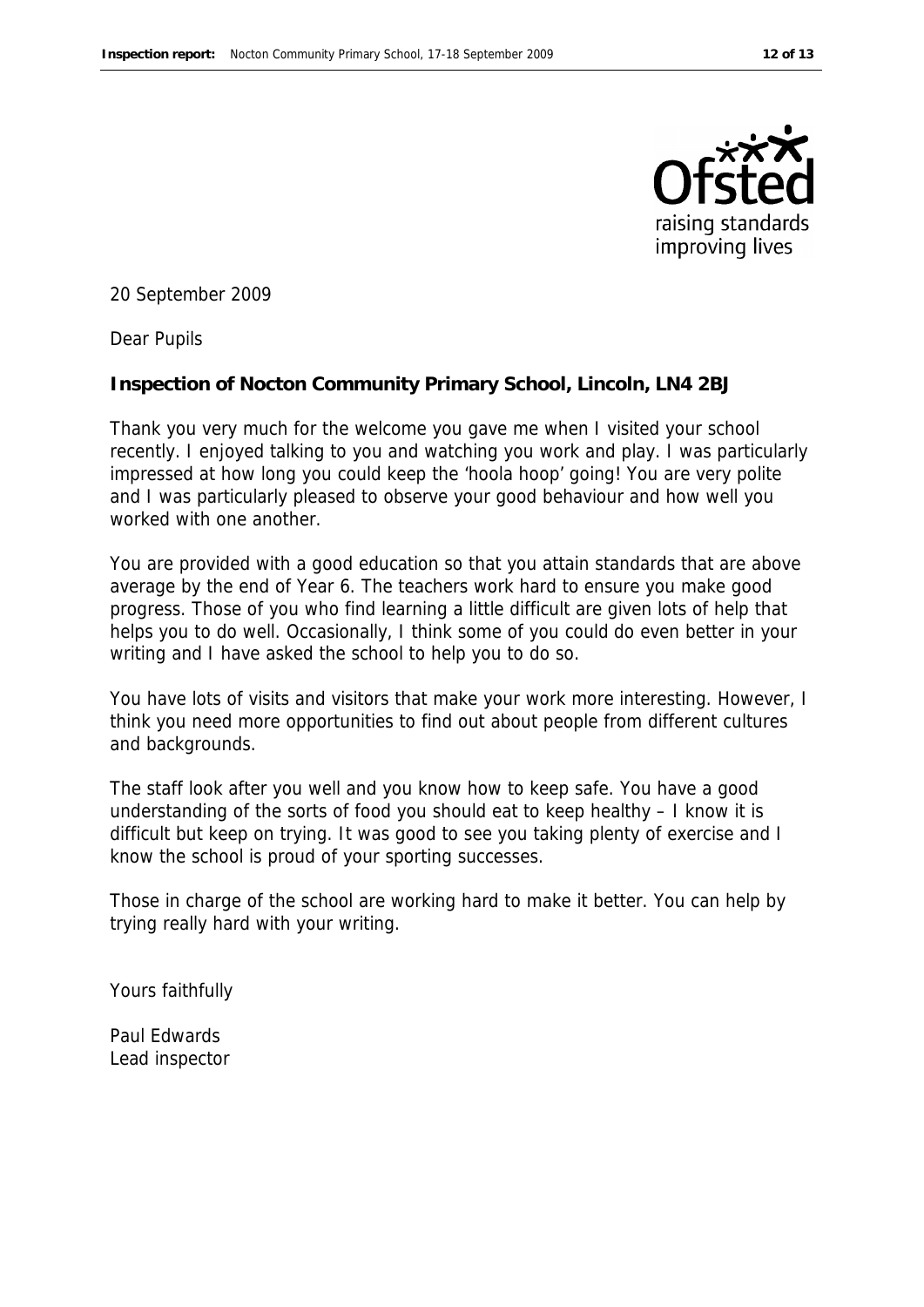20 September 2009

Dear Pupils

**Inspection of Nocton Community Primary School, Lincoln, LN4 2BJ**

Thank you very much for the welcome you gave me when I visited your school recently. I enjoyed talking to you and watching you work and play. I was particularly impressed at how long you could keep the 'hoola hoop' going! You are very polite and I was particularly pleased to observe your good behaviour and how well you worked with one another.

You are provided with a good education so that you attain standards that are above average by the end of Year 6. The teachers work hard to ensure you make good progress. Those of you who find learning a little difficult are given lots of help that helps you to do well. Occasionally, I think some of you could do even better in your writing and I have asked the school to help you to do so.

You have lots of visits and visitors that make your work more interesting. However, I think you need more opportunities to find out about people from different cultures and backgrounds.

The staff look after you well and you know how to keep safe. You have a good understanding of the sorts of food you should eat to keep healthy – I know it is difficult but keep on trying. It was good to see you taking plenty of exercise and I know the school is proud of your sporting successes.

Those in charge of the school are working hard to make it better. You can help by trying really hard with your writing.

Yours faithfully

Paul Edwards
Lead inspector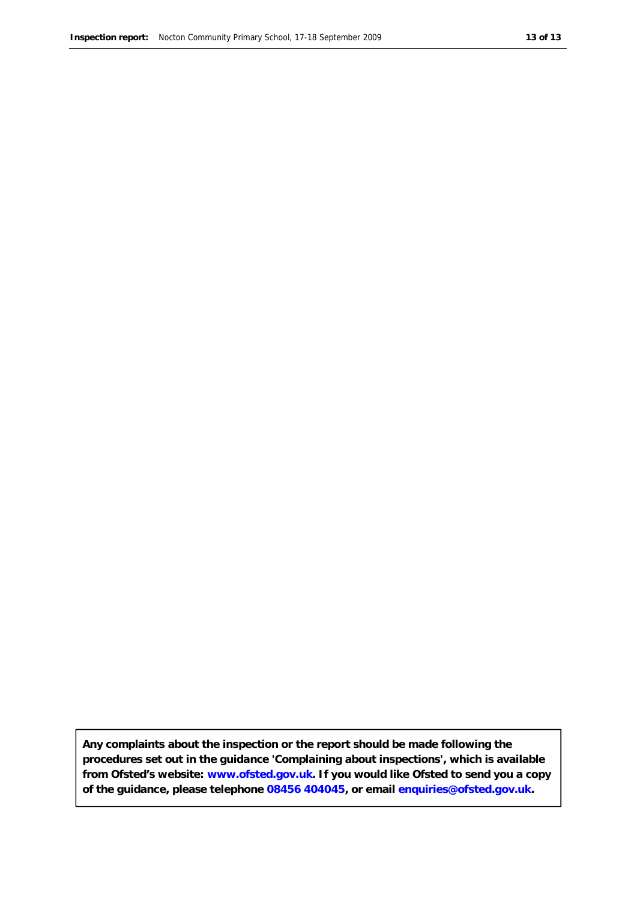**Any complaints about the inspection or the report should be made following the procedures set out in the guidance 'Complaining about inspections', which is available from Ofsted's website: www.ofsted.gov.uk. If you would like Ofsted to send you a copy of the guidance, please telephone 08456 404045, or email enquiries@ofsted.gov.uk.**